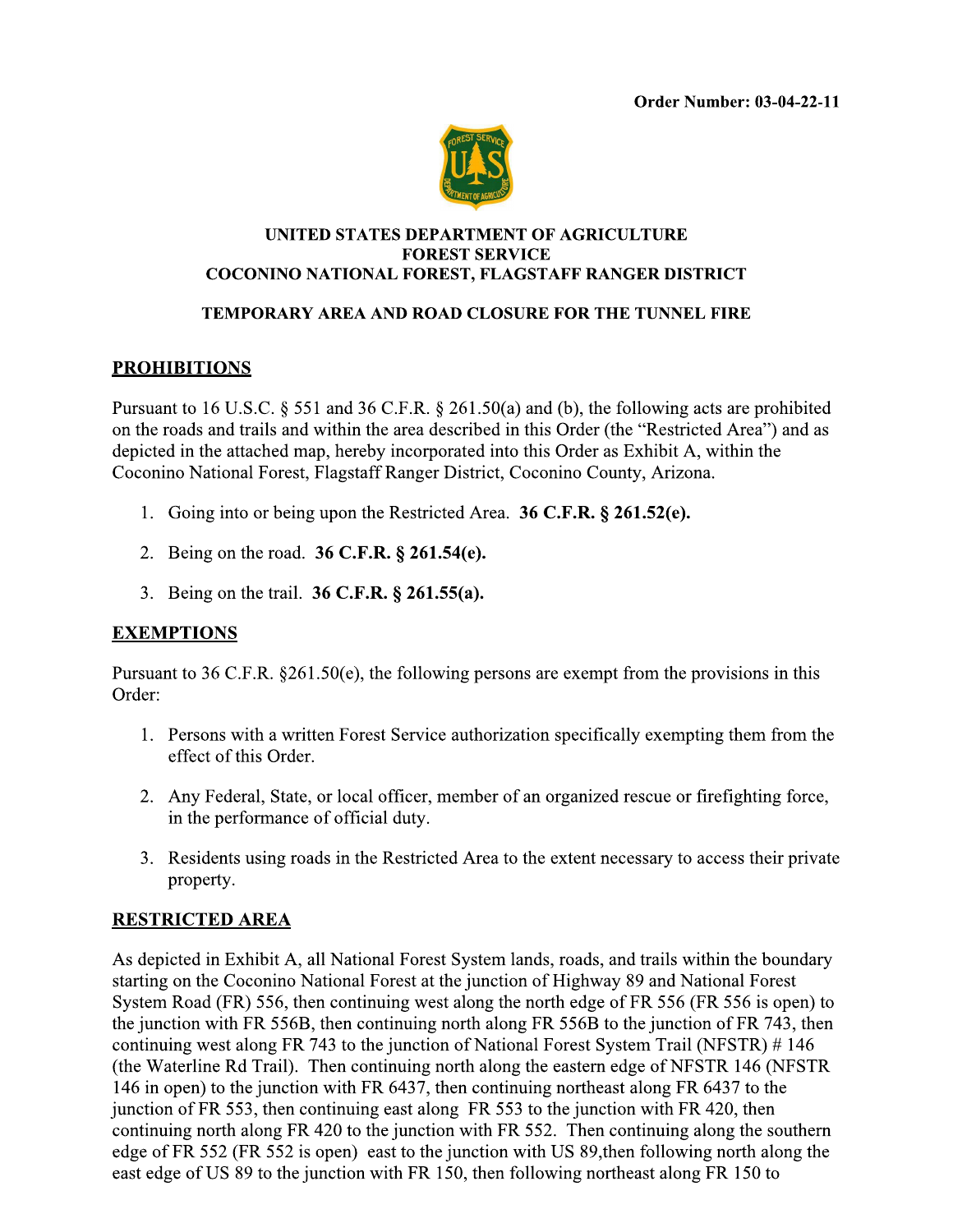**Order Number: 03-04-22-11**

**UNITED STATES DEPARTMENT OF AGRICULTURE**
**FOREST SERVICE**
**COCONINO NATIONAL FOREST, FLAGSTAFF RANGER DISTRICT**

**TEMPORARY AREA AND ROAD CLOSURE FOR THE TUNNEL FIRE**

## PROHIBITIONS

Pursuant to 16 U.S.C. § 551 and 36 C.F.R. § 261.50(a) and (b), the following acts are prohibited on the roads and trails and within the area described in this Order (the "Restricted Area") and as depicted in the attached map, hereby incorporated into this Order as Exhibit A, within the Coconino National Forest, Flagstaff Ranger District, Coconino County, Arizona.

1. Going into or being upon the Restricted Area. **36 C.F.R. § 261.52(e).**
2. Being on the road. **36 C.F.R. § 261.54(e).**
3. Being on the trail. **36 C.F.R. § 261.55(a).**

## EXEMPTIONS

Pursuant to 36 C.F.R. §261.50(e), the following persons are exempt from the provisions in this Order:

1. Persons with a written Forest Service authorization specifically exempting them from the effect of this Order.
2. Any Federal, State, or local officer, member of an organized rescue or firefighting force, in the performance of official duty.
3. Residents using roads in the Restricted Area to the extent necessary to access their private property.

## RESTRICTED AREA

As depicted in Exhibit A, all National Forest System lands, roads, and trails within the boundary starting on the Coconino National Forest at the junction of Highway 89 and National Forest System Road (FR) 556, then continuing west along the north edge of FR 556 (FR 556 is open) to the junction with FR 556B, then continuing north along FR 556B to the junction of FR 743, then continuing west along FR 743 to the junction of National Forest System Trail (NFSTR) # 146 (the Waterline Rd Trail). Then continuing north along the eastern edge of NFSTR 146 (NFSTR 146 in open) to the junction with FR 6437, then continuing northeast along FR 6437 to the junction of FR 553, then continuing east along FR 553 to the junction with FR 420, then continuing north along FR 420 to the junction with FR 552. Then continuing along the southern edge of FR 552 (FR 552 is open) east to the junction with US 89,then following north along the east edge of US 89 to the junction with FR 150, then following northeast along FR 150 to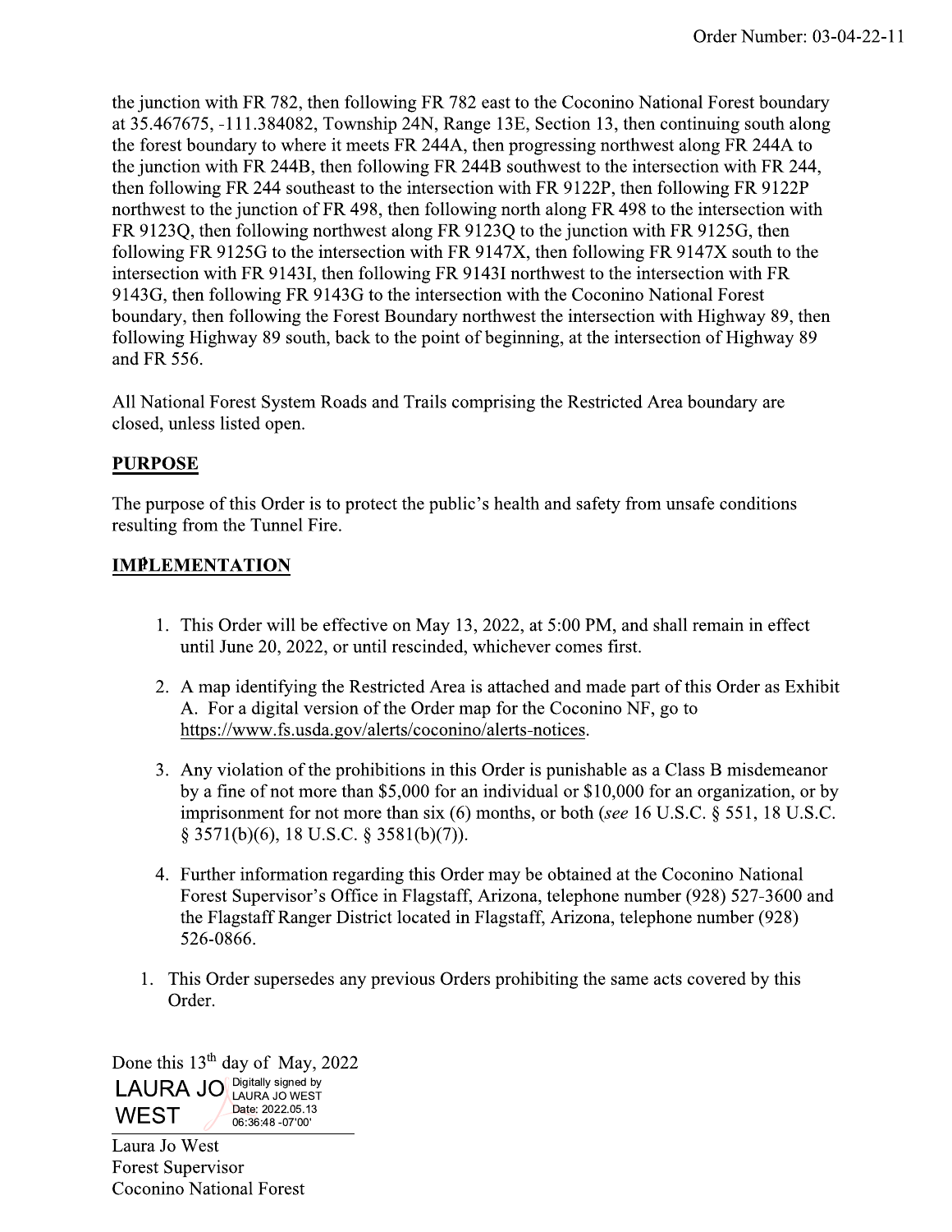the junction with FR 782, then following FR 782 east to the Coconino National Forest boundary at 35.467675, -111.384082, Township 24N, Range 13E, Section 13, then continuing south along the forest boundary to where it meets FR 244A, then progressing northwest along FR 244A to the junction with FR 244B, then following FR 244B southwest to the intersection with FR 244, then following FR 244 southeast to the intersection with FR 9122P, then following FR 9122P northwest to the junction of FR 498, then following north along FR 498 to the intersection with FR 9123Q, then following northwest along FR 9123Q to the junction with FR 9125G, then following FR 9125G to the intersection with FR 9147X, then following FR 9147X south to the intersection with FR 9143I, then following FR 9143I northwest to the intersection with FR 9143G, then following FR 9143G to the intersection with the Coconino National Forest boundary, then following the Forest Boundary northwest the intersection with Highway 89, then following Highway 89 south, back to the point of beginning, at the intersection of Highway 89 and FR 556.

All National Forest System Roads and Trails comprising the Restricted Area boundary are closed, unless listed open.

**PURPOSE**

The purpose of this Order is to protect the public's health and safety from unsafe conditions resulting from the Tunnel Fire.

**IMPLEMENTATION**

1. This Order will be effective on May 13, 2022, at 5:00 PM, and shall remain in effect until June 20, 2022, or until rescinded, whichever comes first.

2. A map identifying the Restricted Area is attached and made part of this Order as Exhibit A. For a digital version of the Order map for the Coconino NF, go to https://www.fs.usda.gov/alerts/coconino/alerts-notices.

3. Any violation of the prohibitions in this Order is punishable as a Class B misdemeanor by a fine of not more than $5,000 for an individual or $10,000 for an organization, or by imprisonment for not more than six (6) months, or both (*see* 16 U.S.C. § 551, 18 U.S.C. § 3571(b)(6), 18 U.S.C. § 3581(b)(7)).

4. Further information regarding this Order may be obtained at the Coconino National Forest Supervisor's Office in Flagstaff, Arizona, telephone number (928) 527-3600 and the Flagstaff Ranger District located in Flagstaff, Arizona, telephone number (928) 526-0866.

1. This Order supersedes any previous Orders prohibiting the same acts covered by this Order.

Done this 13th day of May, 2022

LAURA JO WEST Digitally signed by LAURA JO WEST Date: 2022.05.13 06:36:48 -07'00'

Laura Jo West
Forest Supervisor
Coconino National Forest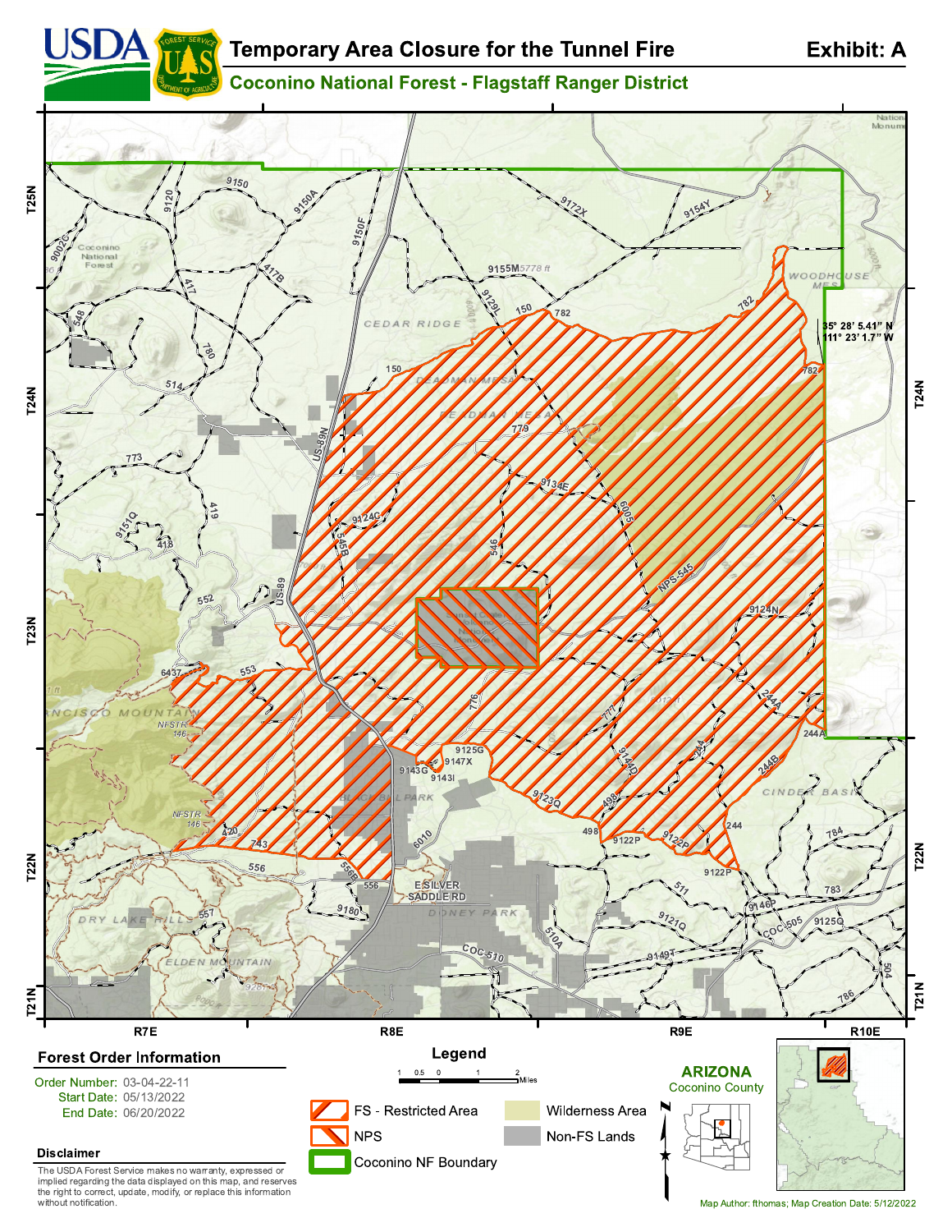# Temporary Area Closure for the Tunnel Fire

**Exhibit: A**

## Coconino National Forest - Flagstaff Ranger District

35° 28' 5.41" N
111° 23' 1.7" W

### Forest Order Information

Order Number: 03-04-22-11
Start Date: 05/13/2022
End Date: 06/20/2022

### Legend

1 0.5 0 1 2 Miles

- FS - Restricted Area
- NPS
- Coconino NF Boundary
- Wilderness Area
- Non-FS Lands

**ARIZONA**
Coconino County

### Disclaimer

The USDA Forest Service makes no warranty, expressed or implied regarding the data displayed on this map, and reserves the right to correct, update, modify, or replace this information without notification.

Map Author: fthomas; Map Creation Date: 5/12/2022